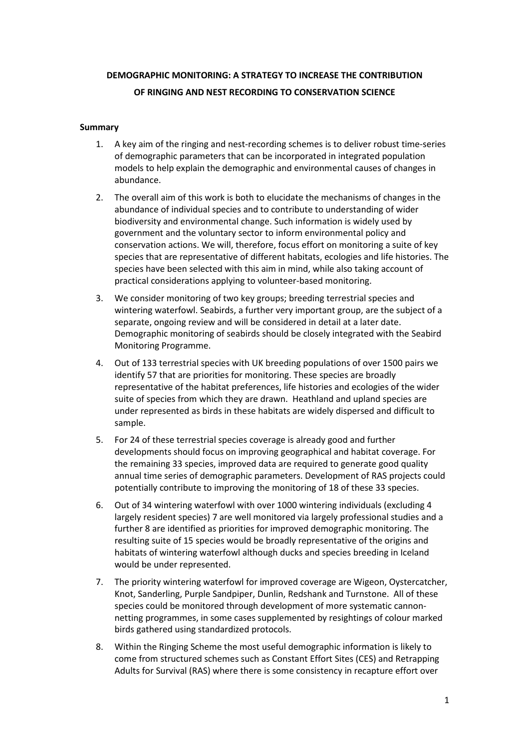# DEMOGRAPHIC MONITORING: A STRATEGY TO INCREASE THE CONTRIBUTION OF RINGING AND NEST RECORDING TO CONSERVATION SCIENCE

## Summary

1. A key aim of the ringing and nest-recording schemes is to deliver robust time-series of demographic parameters that can be incorporated in integrated population models to help explain the demographic and environmental causes of changes in abundance.

2. The overall aim of this work is both to elucidate the mechanisms of changes in the abundance of individual species and to contribute to understanding of wider biodiversity and environmental change. Such information is widely used by government and the voluntary sector to inform environmental policy and conservation actions. We will, therefore, focus effort on monitoring a suite of key species that are representative of different habitats, ecologies and life histories. The species have been selected with this aim in mind, while also taking account of practical considerations applying to volunteer-based monitoring.

3. We consider monitoring of two key groups; breeding terrestrial species and wintering waterfowl. Seabirds, a further very important group, are the subject of a separate, ongoing review and will be considered in detail at a later date. Demographic monitoring of seabirds should be closely integrated with the Seabird Monitoring Programme.

4. Out of 133 terrestrial species with UK breeding populations of over 1500 pairs we identify 57 that are priorities for monitoring. These species are broadly representative of the habitat preferences, life histories and ecologies of the wider suite of species from which they are drawn. Heathland and upland species are under represented as birds in these habitats are widely dispersed and difficult to sample.

5. For 24 of these terrestrial species coverage is already good and further developments should focus on improving geographical and habitat coverage. For the remaining 33 species, improved data are required to generate good quality annual time series of demographic parameters. Development of RAS projects could potentially contribute to improving the monitoring of 18 of these 33 species.

6. Out of 34 wintering waterfowl with over 1000 wintering individuals (excluding 4 largely resident species) 7 are well monitored via largely professional studies and a further 8 are identified as priorities for improved demographic monitoring. The resulting suite of 15 species would be broadly representative of the origins and habitats of wintering waterfowl although ducks and species breeding in Iceland would be under represented.

7. The priority wintering waterfowl for improved coverage are Wigeon, Oystercatcher, Knot, Sanderling, Purple Sandpiper, Dunlin, Redshank and Turnstone. All of these species could be monitored through development of more systematic cannon-netting programmes, in some cases supplemented by resightings of colour marked birds gathered using standardized protocols.

8. Within the Ringing Scheme the most useful demographic information is likely to come from structured schemes such as Constant Effort Sites (CES) and Retrapping Adults for Survival (RAS) where there is some consistency in recapture effort over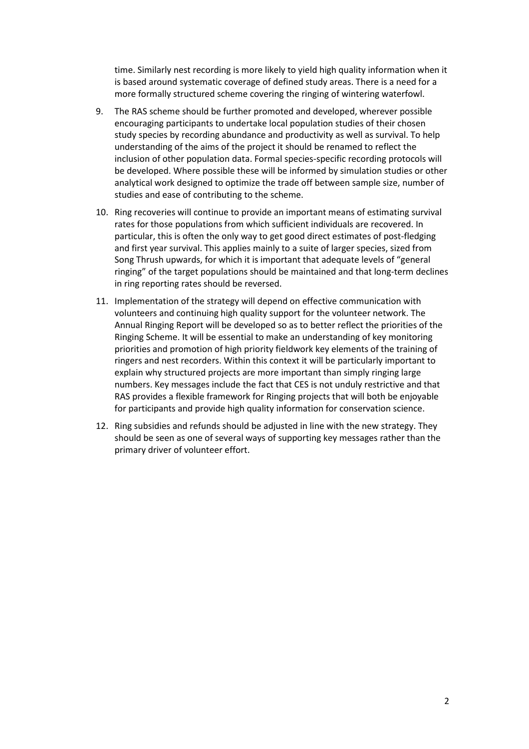time. Similarly nest recording is more likely to yield high quality information when it is based around systematic coverage of defined study areas. There is a need for a more formally structured scheme covering the ringing of wintering waterfowl.

9. The RAS scheme should be further promoted and developed, wherever possible encouraging participants to undertake local population studies of their chosen study species by recording abundance and productivity as well as survival. To help understanding of the aims of the project it should be renamed to reflect the inclusion of other population data. Formal species-specific recording protocols will be developed. Where possible these will be informed by simulation studies or other analytical work designed to optimize the trade off between sample size, number of studies and ease of contributing to the scheme.

10. Ring recoveries will continue to provide an important means of estimating survival rates for those populations from which sufficient individuals are recovered. In particular, this is often the only way to get good direct estimates of post-fledging and first year survival. This applies mainly to a suite of larger species, sized from Song Thrush upwards, for which it is important that adequate levels of "general ringing" of the target populations should be maintained and that long-term declines in ring reporting rates should be reversed.

11. Implementation of the strategy will depend on effective communication with volunteers and continuing high quality support for the volunteer network. The Annual Ringing Report will be developed so as to better reflect the priorities of the Ringing Scheme. It will be essential to make an understanding of key monitoring priorities and promotion of high priority fieldwork key elements of the training of ringers and nest recorders. Within this context it will be particularly important to explain why structured projects are more important than simply ringing large numbers. Key messages include the fact that CES is not unduly restrictive and that RAS provides a flexible framework for Ringing projects that will both be enjoyable for participants and provide high quality information for conservation science.

12. Ring subsidies and refunds should be adjusted in line with the new strategy. They should be seen as one of several ways of supporting key messages rather than the primary driver of volunteer effort.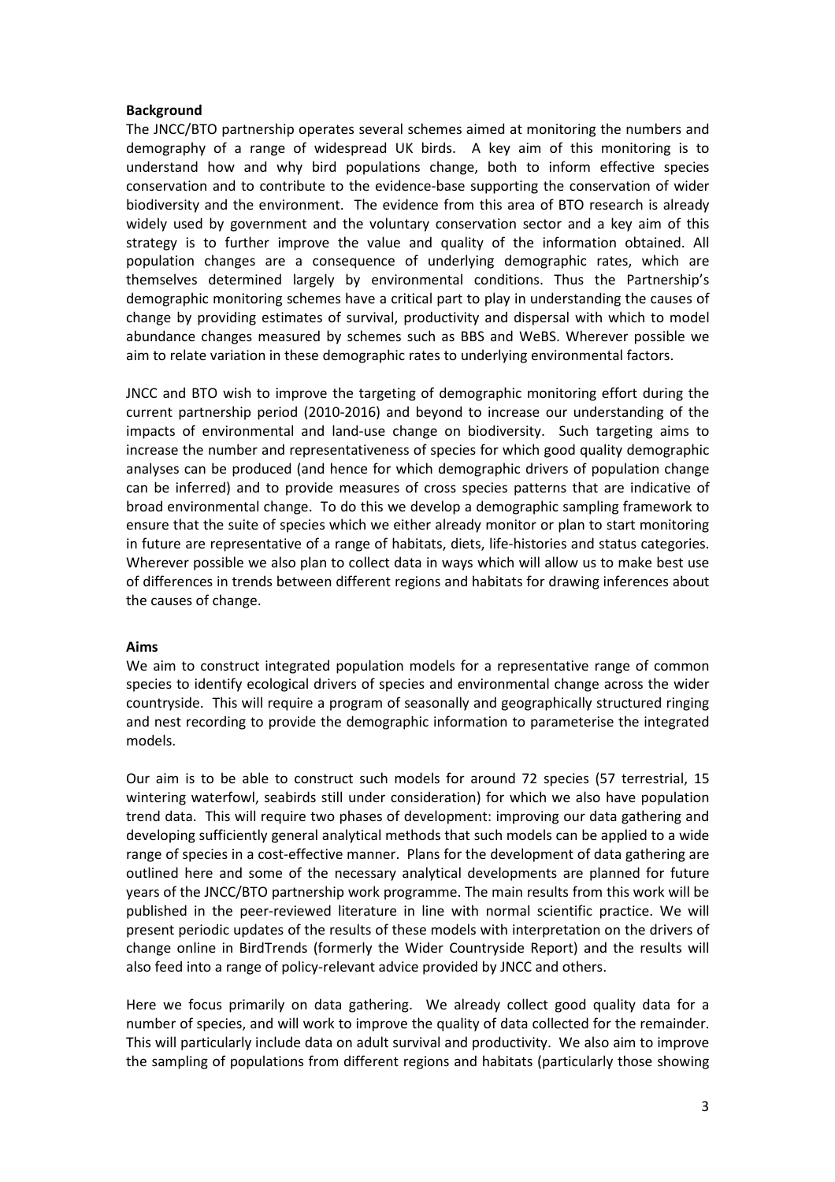**Background**

The JNCC/BTO partnership operates several schemes aimed at monitoring the numbers and demography of a range of widespread UK birds. A key aim of this monitoring is to understand how and why bird populations change, both to inform effective species conservation and to contribute to the evidence-base supporting the conservation of wider biodiversity and the environment. The evidence from this area of BTO research is already widely used by government and the voluntary conservation sector and a key aim of this strategy is to further improve the value and quality of the information obtained. All population changes are a consequence of underlying demographic rates, which are themselves determined largely by environmental conditions. Thus the Partnership's demographic monitoring schemes have a critical part to play in understanding the causes of change by providing estimates of survival, productivity and dispersal with which to model abundance changes measured by schemes such as BBS and WeBS. Wherever possible we aim to relate variation in these demographic rates to underlying environmental factors.

JNCC and BTO wish to improve the targeting of demographic monitoring effort during the current partnership period (2010-2016) and beyond to increase our understanding of the impacts of environmental and land-use change on biodiversity. Such targeting aims to increase the number and representativeness of species for which good quality demographic analyses can be produced (and hence for which demographic drivers of population change can be inferred) and to provide measures of cross species patterns that are indicative of broad environmental change. To do this we develop a demographic sampling framework to ensure that the suite of species which we either already monitor or plan to start monitoring in future are representative of a range of habitats, diets, life-histories and status categories. Wherever possible we also plan to collect data in ways which will allow us to make best use of differences in trends between different regions and habitats for drawing inferences about the causes of change.

**Aims**

We aim to construct integrated population models for a representative range of common species to identify ecological drivers of species and environmental change across the wider countryside. This will require a program of seasonally and geographically structured ringing and nest recording to provide the demographic information to parameterise the integrated models.

Our aim is to be able to construct such models for around 72 species (57 terrestrial, 15 wintering waterfowl, seabirds still under consideration) for which we also have population trend data. This will require two phases of development: improving our data gathering and developing sufficiently general analytical methods that such models can be applied to a wide range of species in a cost-effective manner. Plans for the development of data gathering are outlined here and some of the necessary analytical developments are planned for future years of the JNCC/BTO partnership work programme. The main results from this work will be published in the peer-reviewed literature in line with normal scientific practice. We will present periodic updates of the results of these models with interpretation on the drivers of change online in BirdTrends (formerly the Wider Countryside Report) and the results will also feed into a range of policy-relevant advice provided by JNCC and others.

Here we focus primarily on data gathering. We already collect good quality data for a number of species, and will work to improve the quality of data collected for the remainder. This will particularly include data on adult survival and productivity. We also aim to improve the sampling of populations from different regions and habitats (particularly those showing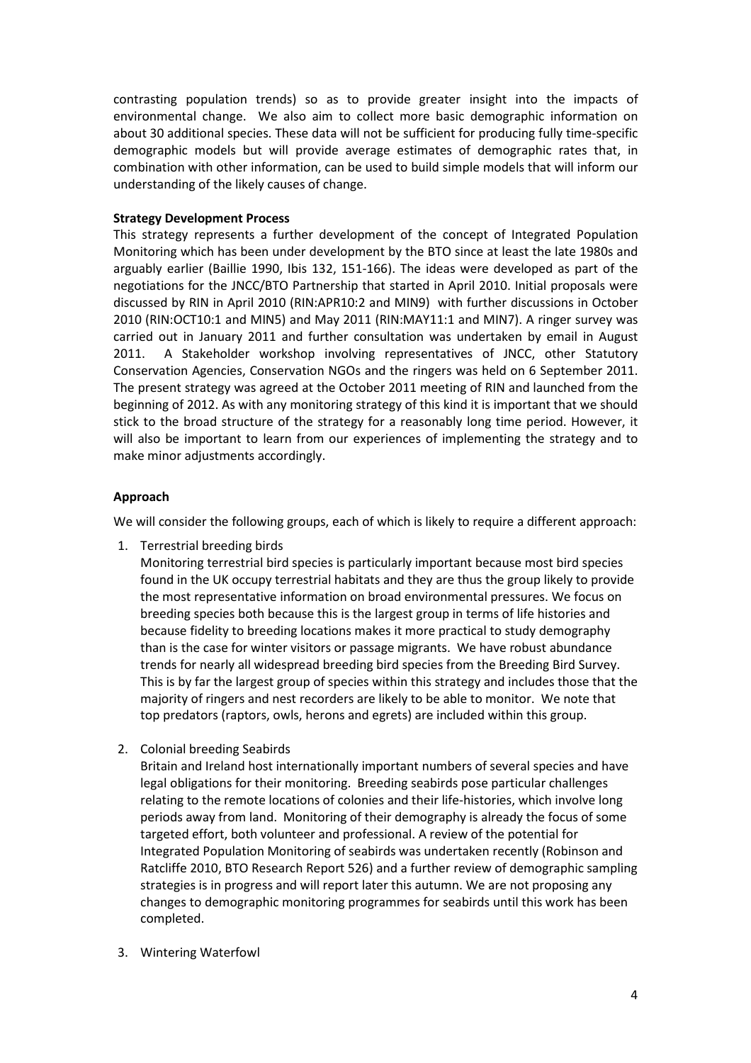contrasting population trends) so as to provide greater insight into the impacts of environmental change. We also aim to collect more basic demographic information on about 30 additional species. These data will not be sufficient for producing fully time-specific demographic models but will provide average estimates of demographic rates that, in combination with other information, can be used to build simple models that will inform our understanding of the likely causes of change.

**Strategy Development Process**

This strategy represents a further development of the concept of Integrated Population Monitoring which has been under development by the BTO since at least the late 1980s and arguably earlier (Baillie 1990, Ibis 132, 151-166). The ideas were developed as part of the negotiations for the JNCC/BTO Partnership that started in April 2010. Initial proposals were discussed by RIN in April 2010 (RIN:APR10:2 and MIN9) with further discussions in October 2010 (RIN:OCT10:1 and MIN5) and May 2011 (RIN:MAY11:1 and MIN7). A ringer survey was carried out in January 2011 and further consultation was undertaken by email in August 2011. A Stakeholder workshop involving representatives of JNCC, other Statutory Conservation Agencies, Conservation NGOs and the ringers was held on 6 September 2011. The present strategy was agreed at the October 2011 meeting of RIN and launched from the beginning of 2012. As with any monitoring strategy of this kind it is important that we should stick to the broad structure of the strategy for a reasonably long time period. However, it will also be important to learn from our experiences of implementing the strategy and to make minor adjustments accordingly.

**Approach**

We will consider the following groups, each of which is likely to require a different approach:

1. Terrestrial breeding birds

   Monitoring terrestrial bird species is particularly important because most bird species found in the UK occupy terrestrial habitats and they are thus the group likely to provide the most representative information on broad environmental pressures. We focus on breeding species both because this is the largest group in terms of life histories and because fidelity to breeding locations makes it more practical to study demography than is the case for winter visitors or passage migrants. We have robust abundance trends for nearly all widespread breeding bird species from the Breeding Bird Survey. This is by far the largest group of species within this strategy and includes those that the majority of ringers and nest recorders are likely to be able to monitor. We note that top predators (raptors, owls, herons and egrets) are included within this group.

2. Colonial breeding Seabirds

   Britain and Ireland host internationally important numbers of several species and have legal obligations for their monitoring. Breeding seabirds pose particular challenges relating to the remote locations of colonies and their life-histories, which involve long periods away from land. Monitoring of their demography is already the focus of some targeted effort, both volunteer and professional. A review of the potential for Integrated Population Monitoring of seabirds was undertaken recently (Robinson and Ratcliffe 2010, BTO Research Report 526) and a further review of demographic sampling strategies is in progress and will report later this autumn. We are not proposing any changes to demographic monitoring programmes for seabirds until this work has been completed.

3. Wintering Waterfowl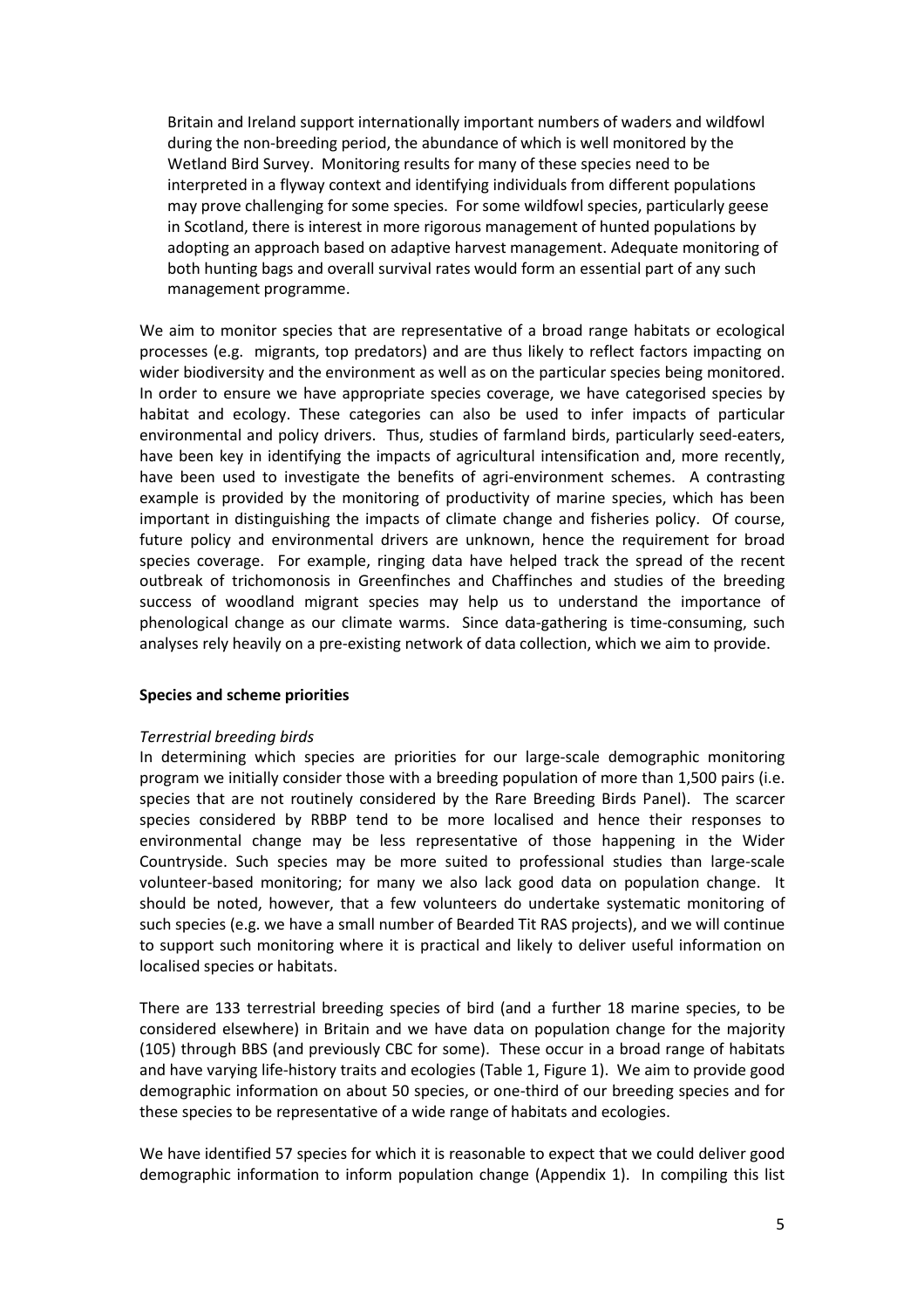Britain and Ireland support internationally important numbers of waders and wildfowl during the non-breeding period, the abundance of which is well monitored by the Wetland Bird Survey. Monitoring results for many of these species need to be interpreted in a flyway context and identifying individuals from different populations may prove challenging for some species. For some wildfowl species, particularly geese in Scotland, there is interest in more rigorous management of hunted populations by adopting an approach based on adaptive harvest management. Adequate monitoring of both hunting bags and overall survival rates would form an essential part of any such management programme.

We aim to monitor species that are representative of a broad range habitats or ecological processes (e.g. migrants, top predators) and are thus likely to reflect factors impacting on wider biodiversity and the environment as well as on the particular species being monitored. In order to ensure we have appropriate species coverage, we have categorised species by habitat and ecology. These categories can also be used to infer impacts of particular environmental and policy drivers. Thus, studies of farmland birds, particularly seed-eaters, have been key in identifying the impacts of agricultural intensification and, more recently, have been used to investigate the benefits of agri-environment schemes. A contrasting example is provided by the monitoring of productivity of marine species, which has been important in distinguishing the impacts of climate change and fisheries policy. Of course, future policy and environmental drivers are unknown, hence the requirement for broad species coverage. For example, ringing data have helped track the spread of the recent outbreak of trichomonosis in Greenfinches and Chaffinches and studies of the breeding success of woodland migrant species may help us to understand the importance of phenological change as our climate warms. Since data-gathering is time-consuming, such analyses rely heavily on a pre-existing network of data collection, which we aim to provide.

**Species and scheme priorities**

*Terrestrial breeding birds*

In determining which species are priorities for our large-scale demographic monitoring program we initially consider those with a breeding population of more than 1,500 pairs (i.e. species that are not routinely considered by the Rare Breeding Birds Panel). The scarcer species considered by RBBP tend to be more localised and hence their responses to environmental change may be less representative of those happening in the Wider Countryside. Such species may be more suited to professional studies than large-scale volunteer-based monitoring; for many we also lack good data on population change. It should be noted, however, that a few volunteers do undertake systematic monitoring of such species (e.g. we have a small number of Bearded Tit RAS projects), and we will continue to support such monitoring where it is practical and likely to deliver useful information on localised species or habitats.

There are 133 terrestrial breeding species of bird (and a further 18 marine species, to be considered elsewhere) in Britain and we have data on population change for the majority (105) through BBS (and previously CBC for some). These occur in a broad range of habitats and have varying life-history traits and ecologies (Table 1, Figure 1). We aim to provide good demographic information on about 50 species, or one-third of our breeding species and for these species to be representative of a wide range of habitats and ecologies.

We have identified 57 species for which it is reasonable to expect that we could deliver good demographic information to inform population change (Appendix 1). In compiling this list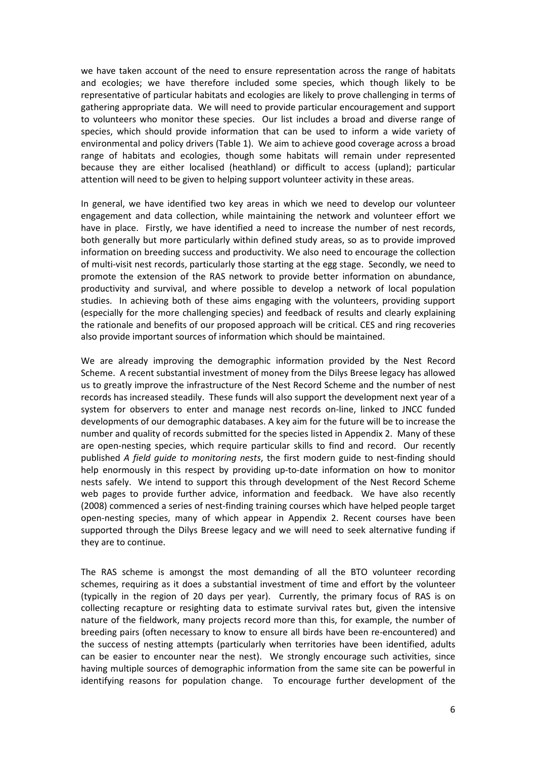we have taken account of the need to ensure representation across the range of habitats and ecologies; we have therefore included some species, which though likely to be representative of particular habitats and ecologies are likely to prove challenging in terms of gathering appropriate data. We will need to provide particular encouragement and support to volunteers who monitor these species. Our list includes a broad and diverse range of species, which should provide information that can be used to inform a wide variety of environmental and policy drivers (Table 1). We aim to achieve good coverage across a broad range of habitats and ecologies, though some habitats will remain under represented because they are either localised (heathland) or difficult to access (upland); particular attention will need to be given to helping support volunteer activity in these areas.

In general, we have identified two key areas in which we need to develop our volunteer engagement and data collection, while maintaining the network and volunteer effort we have in place. Firstly, we have identified a need to increase the number of nest records, both generally but more particularly within defined study areas, so as to provide improved information on breeding success and productivity. We also need to encourage the collection of multi-visit nest records, particularly those starting at the egg stage. Secondly, we need to promote the extension of the RAS network to provide better information on abundance, productivity and survival, and where possible to develop a network of local population studies. In achieving both of these aims engaging with the volunteers, providing support (especially for the more challenging species) and feedback of results and clearly explaining the rationale and benefits of our proposed approach will be critical. CES and ring recoveries also provide important sources of information which should be maintained.

We are already improving the demographic information provided by the Nest Record Scheme. A recent substantial investment of money from the Dilys Breese legacy has allowed us to greatly improve the infrastructure of the Nest Record Scheme and the number of nest records has increased steadily. These funds will also support the development next year of a system for observers to enter and manage nest records on-line, linked to JNCC funded developments of our demographic databases. A key aim for the future will be to increase the number and quality of records submitted for the species listed in Appendix 2. Many of these are open-nesting species, which require particular skills to find and record. Our recently published *A field guide to monitoring nests*, the first modern guide to nest-finding should help enormously in this respect by providing up-to-date information on how to monitor nests safely. We intend to support this through development of the Nest Record Scheme web pages to provide further advice, information and feedback. We have also recently (2008) commenced a series of nest-finding training courses which have helped people target open-nesting species, many of which appear in Appendix 2. Recent courses have been supported through the Dilys Breese legacy and we will need to seek alternative funding if they are to continue.

The RAS scheme is amongst the most demanding of all the BTO volunteer recording schemes, requiring as it does a substantial investment of time and effort by the volunteer (typically in the region of 20 days per year). Currently, the primary focus of RAS is on collecting recapture or resighting data to estimate survival rates but, given the intensive nature of the fieldwork, many projects record more than this, for example, the number of breeding pairs (often necessary to know to ensure all birds have been re-encountered) and the success of nesting attempts (particularly when territories have been identified, adults can be easier to encounter near the nest). We strongly encourage such activities, since having multiple sources of demographic information from the same site can be powerful in identifying reasons for population change. To encourage further development of the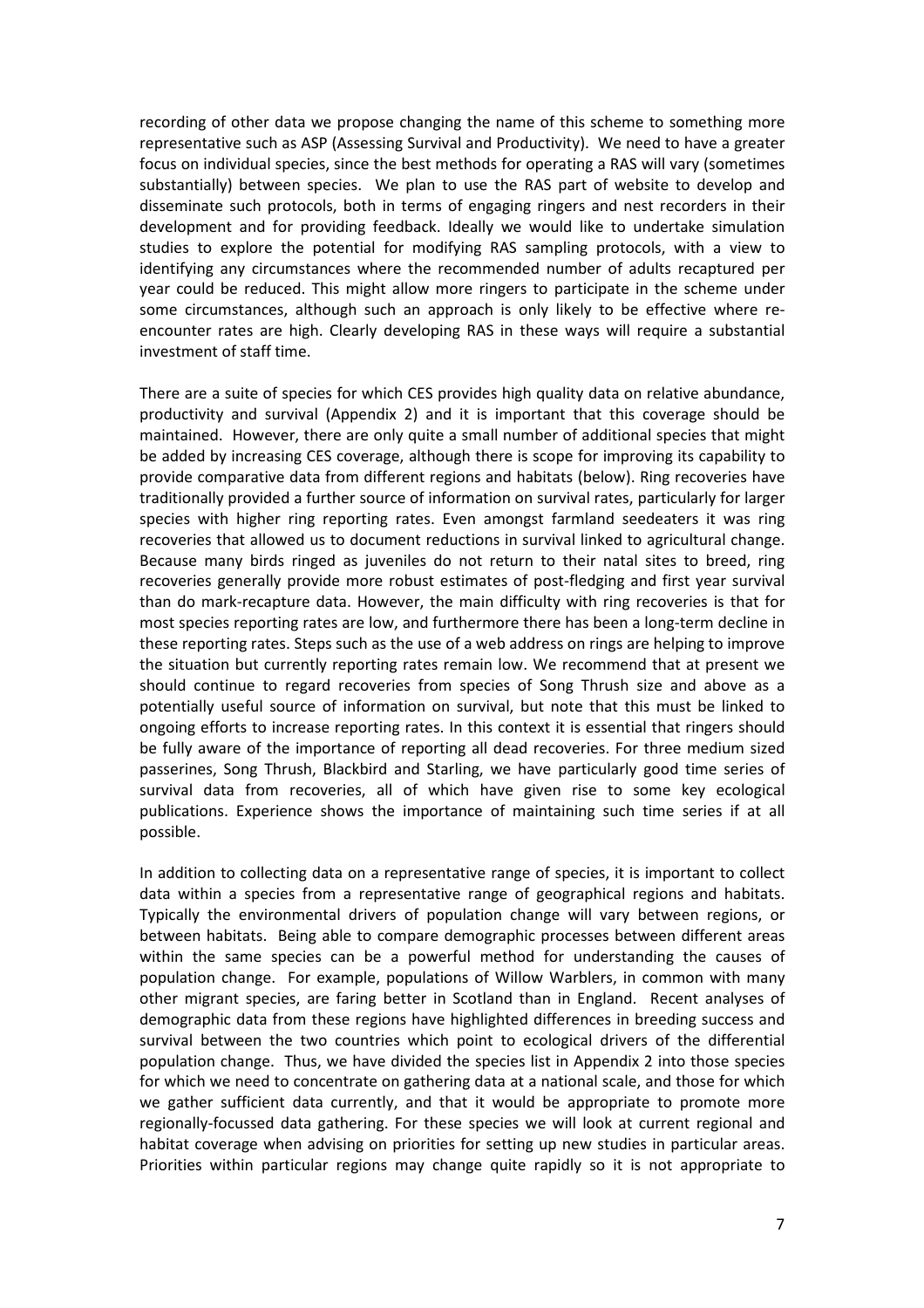recording of other data we propose changing the name of this scheme to something more representative such as ASP (Assessing Survival and Productivity). We need to have a greater focus on individual species, since the best methods for operating a RAS will vary (sometimes substantially) between species. We plan to use the RAS part of website to develop and disseminate such protocols, both in terms of engaging ringers and nest recorders in their development and for providing feedback. Ideally we would like to undertake simulation studies to explore the potential for modifying RAS sampling protocols, with a view to identifying any circumstances where the recommended number of adults recaptured per year could be reduced. This might allow more ringers to participate in the scheme under some circumstances, although such an approach is only likely to be effective where re-encounter rates are high. Clearly developing RAS in these ways will require a substantial investment of staff time.

There are a suite of species for which CES provides high quality data on relative abundance, productivity and survival (Appendix 2) and it is important that this coverage should be maintained. However, there are only quite a small number of additional species that might be added by increasing CES coverage, although there is scope for improving its capability to provide comparative data from different regions and habitats (below). Ring recoveries have traditionally provided a further source of information on survival rates, particularly for larger species with higher ring reporting rates. Even amongst farmland seedeaters it was ring recoveries that allowed us to document reductions in survival linked to agricultural change. Because many birds ringed as juveniles do not return to their natal sites to breed, ring recoveries generally provide more robust estimates of post-fledging and first year survival than do mark-recapture data. However, the main difficulty with ring recoveries is that for most species reporting rates are low, and furthermore there has been a long-term decline in these reporting rates. Steps such as the use of a web address on rings are helping to improve the situation but currently reporting rates remain low. We recommend that at present we should continue to regard recoveries from species of Song Thrush size and above as a potentially useful source of information on survival, but note that this must be linked to ongoing efforts to increase reporting rates. In this context it is essential that ringers should be fully aware of the importance of reporting all dead recoveries. For three medium sized passerines, Song Thrush, Blackbird and Starling, we have particularly good time series of survival data from recoveries, all of which have given rise to some key ecological publications. Experience shows the importance of maintaining such time series if at all possible.

In addition to collecting data on a representative range of species, it is important to collect data within a species from a representative range of geographical regions and habitats. Typically the environmental drivers of population change will vary between regions, or between habitats. Being able to compare demographic processes between different areas within the same species can be a powerful method for understanding the causes of population change. For example, populations of Willow Warblers, in common with many other migrant species, are faring better in Scotland than in England. Recent analyses of demographic data from these regions have highlighted differences in breeding success and survival between the two countries which point to ecological drivers of the differential population change. Thus, we have divided the species list in Appendix 2 into those species for which we need to concentrate on gathering data at a national scale, and those for which we gather sufficient data currently, and that it would be appropriate to promote more regionally-focussed data gathering. For these species we will look at current regional and habitat coverage when advising on priorities for setting up new studies in particular areas. Priorities within particular regions may change quite rapidly so it is not appropriate to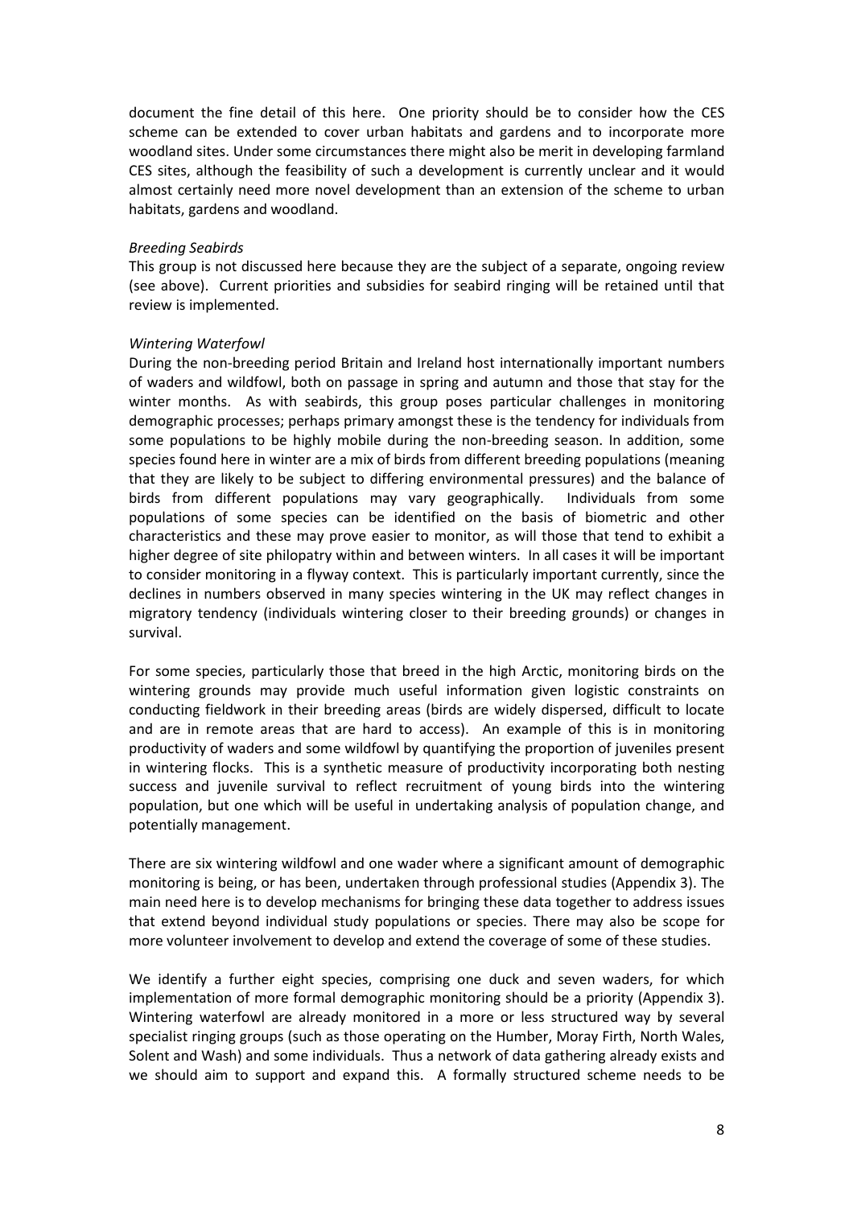document the fine detail of this here. One priority should be to consider how the CES scheme can be extended to cover urban habitats and gardens and to incorporate more woodland sites. Under some circumstances there might also be merit in developing farmland CES sites, although the feasibility of such a development is currently unclear and it would almost certainly need more novel development than an extension of the scheme to urban habitats, gardens and woodland.

*Breeding Seabirds*

This group is not discussed here because they are the subject of a separate, ongoing review (see above). Current priorities and subsidies for seabird ringing will be retained until that review is implemented.

*Wintering Waterfowl*

During the non-breeding period Britain and Ireland host internationally important numbers of waders and wildfowl, both on passage in spring and autumn and those that stay for the winter months. As with seabirds, this group poses particular challenges in monitoring demographic processes; perhaps primary amongst these is the tendency for individuals from some populations to be highly mobile during the non-breeding season. In addition, some species found here in winter are a mix of birds from different breeding populations (meaning that they are likely to be subject to differing environmental pressures) and the balance of birds from different populations may vary geographically. Individuals from some populations of some species can be identified on the basis of biometric and other characteristics and these may prove easier to monitor, as will those that tend to exhibit a higher degree of site philopatry within and between winters. In all cases it will be important to consider monitoring in a flyway context. This is particularly important currently, since the declines in numbers observed in many species wintering in the UK may reflect changes in migratory tendency (individuals wintering closer to their breeding grounds) or changes in survival.

For some species, particularly those that breed in the high Arctic, monitoring birds on the wintering grounds may provide much useful information given logistic constraints on conducting fieldwork in their breeding areas (birds are widely dispersed, difficult to locate and are in remote areas that are hard to access). An example of this is in monitoring productivity of waders and some wildfowl by quantifying the proportion of juveniles present in wintering flocks. This is a synthetic measure of productivity incorporating both nesting success and juvenile survival to reflect recruitment of young birds into the wintering population, but one which will be useful in undertaking analysis of population change, and potentially management.

There are six wintering wildfowl and one wader where a significant amount of demographic monitoring is being, or has been, undertaken through professional studies (Appendix 3). The main need here is to develop mechanisms for bringing these data together to address issues that extend beyond individual study populations or species. There may also be scope for more volunteer involvement to develop and extend the coverage of some of these studies.

We identify a further eight species, comprising one duck and seven waders, for which implementation of more formal demographic monitoring should be a priority (Appendix 3). Wintering waterfowl are already monitored in a more or less structured way by several specialist ringing groups (such as those operating on the Humber, Moray Firth, North Wales, Solent and Wash) and some individuals. Thus a network of data gathering already exists and we should aim to support and expand this. A formally structured scheme needs to be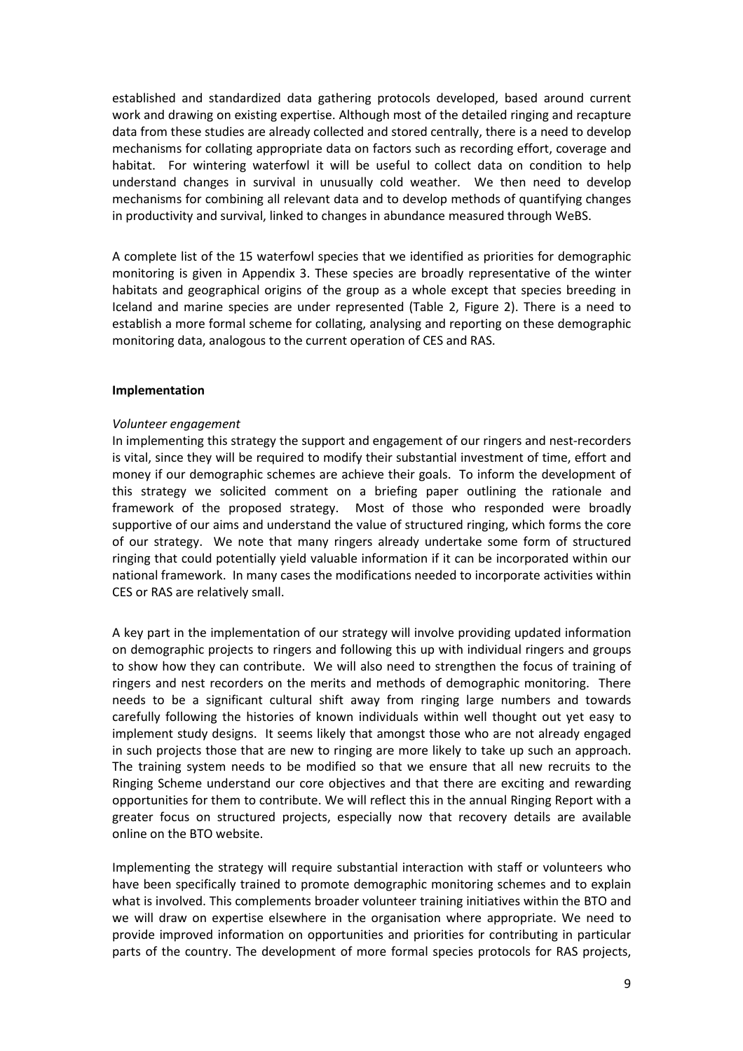established and standardized data gathering protocols developed, based around current work and drawing on existing expertise. Although most of the detailed ringing and recapture data from these studies are already collected and stored centrally, there is a need to develop mechanisms for collating appropriate data on factors such as recording effort, coverage and habitat. For wintering waterfowl it will be useful to collect data on condition to help understand changes in survival in unusually cold weather. We then need to develop mechanisms for combining all relevant data and to develop methods of quantifying changes in productivity and survival, linked to changes in abundance measured through WeBS.

A complete list of the 15 waterfowl species that we identified as priorities for demographic monitoring is given in Appendix 3. These species are broadly representative of the winter habitats and geographical origins of the group as a whole except that species breeding in Iceland and marine species are under represented (Table 2, Figure 2). There is a need to establish a more formal scheme for collating, analysing and reporting on these demographic monitoring data, analogous to the current operation of CES and RAS.

**Implementation**

*Volunteer engagement*

In implementing this strategy the support and engagement of our ringers and nest-recorders is vital, since they will be required to modify their substantial investment of time, effort and money if our demographic schemes are achieve their goals. To inform the development of this strategy we solicited comment on a briefing paper outlining the rationale and framework of the proposed strategy. Most of those who responded were broadly supportive of our aims and understand the value of structured ringing, which forms the core of our strategy. We note that many ringers already undertake some form of structured ringing that could potentially yield valuable information if it can be incorporated within our national framework. In many cases the modifications needed to incorporate activities within CES or RAS are relatively small.

A key part in the implementation of our strategy will involve providing updated information on demographic projects to ringers and following this up with individual ringers and groups to show how they can contribute. We will also need to strengthen the focus of training of ringers and nest recorders on the merits and methods of demographic monitoring. There needs to be a significant cultural shift away from ringing large numbers and towards carefully following the histories of known individuals within well thought out yet easy to implement study designs. It seems likely that amongst those who are not already engaged in such projects those that are new to ringing are more likely to take up such an approach. The training system needs to be modified so that we ensure that all new recruits to the Ringing Scheme understand our core objectives and that there are exciting and rewarding opportunities for them to contribute. We will reflect this in the annual Ringing Report with a greater focus on structured projects, especially now that recovery details are available online on the BTO website.

Implementing the strategy will require substantial interaction with staff or volunteers who have been specifically trained to promote demographic monitoring schemes and to explain what is involved. This complements broader volunteer training initiatives within the BTO and we will draw on expertise elsewhere in the organisation where appropriate. We need to provide improved information on opportunities and priorities for contributing in particular parts of the country. The development of more formal species protocols for RAS projects,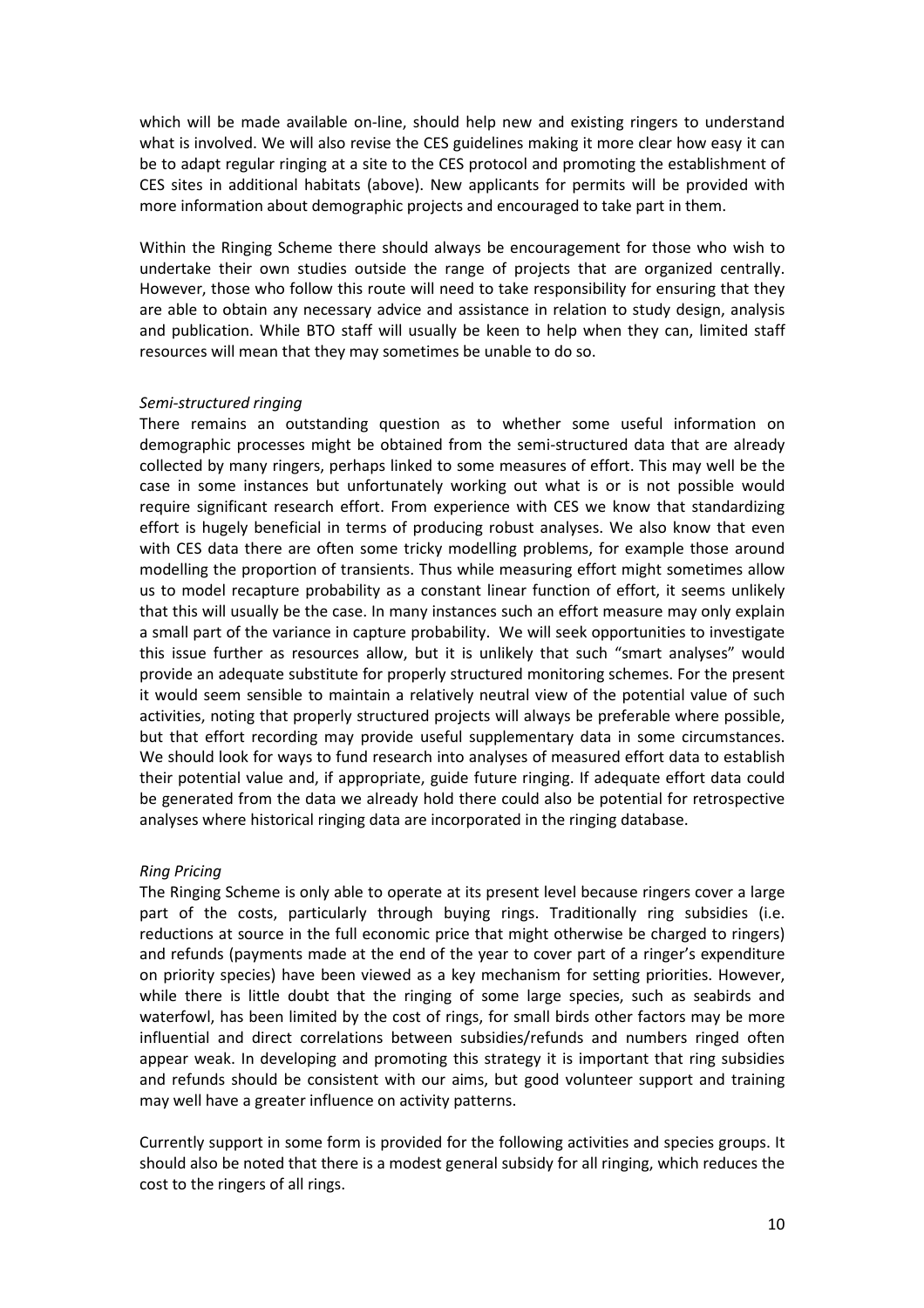which will be made available on-line, should help new and existing ringers to understand what is involved. We will also revise the CES guidelines making it more clear how easy it can be to adapt regular ringing at a site to the CES protocol and promoting the establishment of CES sites in additional habitats (above). New applicants for permits will be provided with more information about demographic projects and encouraged to take part in them.

Within the Ringing Scheme there should always be encouragement for those who wish to undertake their own studies outside the range of projects that are organized centrally. However, those who follow this route will need to take responsibility for ensuring that they are able to obtain any necessary advice and assistance in relation to study design, analysis and publication. While BTO staff will usually be keen to help when they can, limited staff resources will mean that they may sometimes be unable to do so.

*Semi-structured ringing*

There remains an outstanding question as to whether some useful information on demographic processes might be obtained from the semi-structured data that are already collected by many ringers, perhaps linked to some measures of effort. This may well be the case in some instances but unfortunately working out what is or is not possible would require significant research effort. From experience with CES we know that standardizing effort is hugely beneficial in terms of producing robust analyses. We also know that even with CES data there are often some tricky modelling problems, for example those around modelling the proportion of transients. Thus while measuring effort might sometimes allow us to model recapture probability as a constant linear function of effort, it seems unlikely that this will usually be the case. In many instances such an effort measure may only explain a small part of the variance in capture probability. We will seek opportunities to investigate this issue further as resources allow, but it is unlikely that such "smart analyses" would provide an adequate substitute for properly structured monitoring schemes. For the present it would seem sensible to maintain a relatively neutral view of the potential value of such activities, noting that properly structured projects will always be preferable where possible, but that effort recording may provide useful supplementary data in some circumstances. We should look for ways to fund research into analyses of measured effort data to establish their potential value and, if appropriate, guide future ringing. If adequate effort data could be generated from the data we already hold there could also be potential for retrospective analyses where historical ringing data are incorporated in the ringing database.

*Ring Pricing*

The Ringing Scheme is only able to operate at its present level because ringers cover a large part of the costs, particularly through buying rings. Traditionally ring subsidies (i.e. reductions at source in the full economic price that might otherwise be charged to ringers) and refunds (payments made at the end of the year to cover part of a ringer's expenditure on priority species) have been viewed as a key mechanism for setting priorities. However, while there is little doubt that the ringing of some large species, such as seabirds and waterfowl, has been limited by the cost of rings, for small birds other factors may be more influential and direct correlations between subsidies/refunds and numbers ringed often appear weak. In developing and promoting this strategy it is important that ring subsidies and refunds should be consistent with our aims, but good volunteer support and training may well have a greater influence on activity patterns.

Currently support in some form is provided for the following activities and species groups. It should also be noted that there is a modest general subsidy for all ringing, which reduces the cost to the ringers of all rings.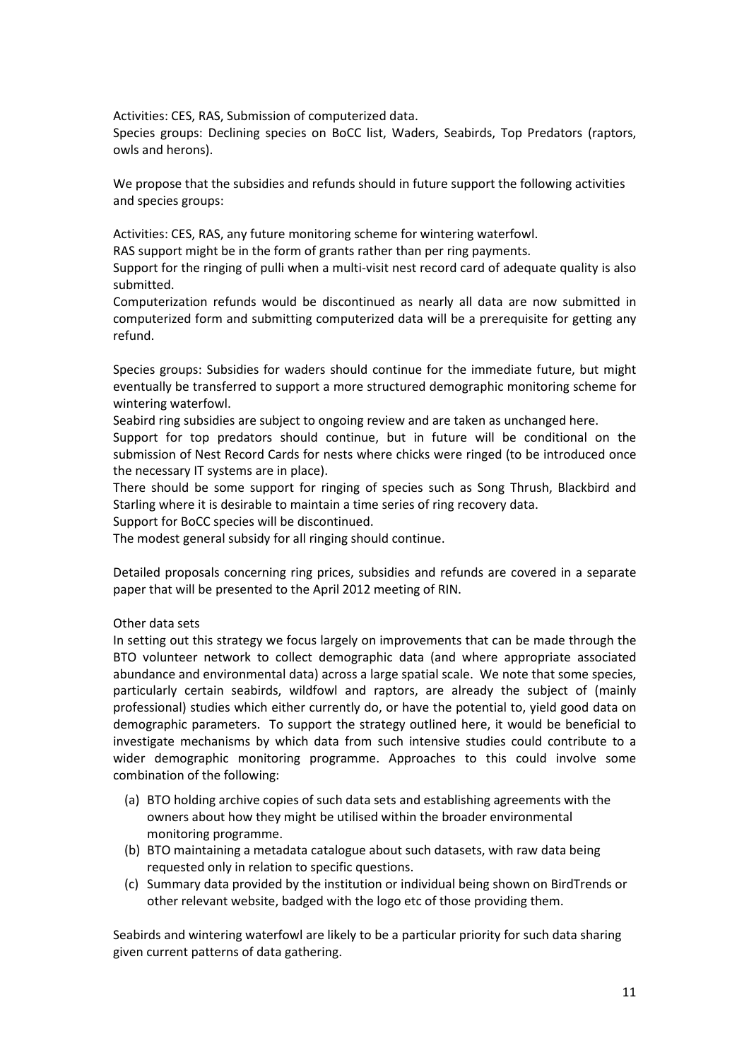Activities: CES, RAS, Submission of computerized data.
Species groups: Declining species on BoCC list, Waders, Seabirds, Top Predators (raptors, owls and herons).

We propose that the subsidies and refunds should in future support the following activities and species groups:

Activities: CES, RAS, any future monitoring scheme for wintering waterfowl.
RAS support might be in the form of grants rather than per ring payments.
Support for the ringing of pulli when a multi-visit nest record card of adequate quality is also submitted.
Computerization refunds would be discontinued as nearly all data are now submitted in computerized form and submitting computerized data will be a prerequisite for getting any refund.

Species groups: Subsidies for waders should continue for the immediate future, but might eventually be transferred to support a more structured demographic monitoring scheme for wintering waterfowl.
Seabird ring subsidies are subject to ongoing review and are taken as unchanged here.
Support for top predators should continue, but in future will be conditional on the submission of Nest Record Cards for nests where chicks were ringed (to be introduced once the necessary IT systems are in place).
There should be some support for ringing of species such as Song Thrush, Blackbird and Starling where it is desirable to maintain a time series of ring recovery data.
Support for BoCC species will be discontinued.
The modest general subsidy for all ringing should continue.

Detailed proposals concerning ring prices, subsidies and refunds are covered in a separate paper that will be presented to the April 2012 meeting of RIN.

Other data sets

In setting out this strategy we focus largely on improvements that can be made through the BTO volunteer network to collect demographic data (and where appropriate associated abundance and environmental data) across a large spatial scale. We note that some species, particularly certain seabirds, wildfowl and raptors, are already the subject of (mainly professional) studies which either currently do, or have the potential to, yield good data on demographic parameters. To support the strategy outlined here, it would be beneficial to investigate mechanisms by which data from such intensive studies could contribute to a wider demographic monitoring programme. Approaches to this could involve some combination of the following:

(a) BTO holding archive copies of such data sets and establishing agreements with the owners about how they might be utilised within the broader environmental monitoring programme.
(b) BTO maintaining a metadata catalogue about such datasets, with raw data being requested only in relation to specific questions.
(c) Summary data provided by the institution or individual being shown on BirdTrends or other relevant website, badged with the logo etc of those providing them.

Seabirds and wintering waterfowl are likely to be a particular priority for such data sharing given current patterns of data gathering.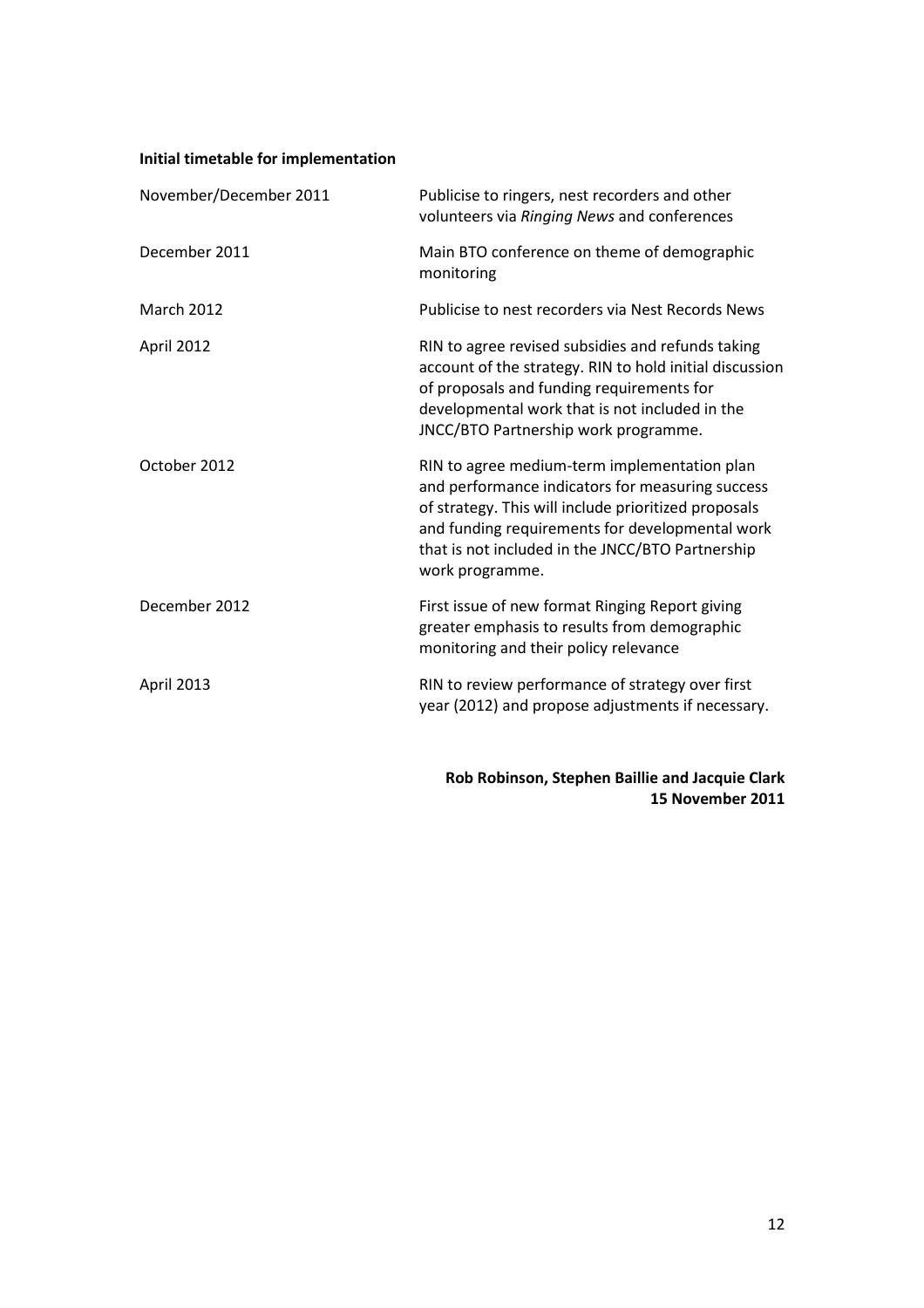**Initial timetable for implementation**

| | |
|---|---|
| November/December 2011 | Publicise to ringers, nest recorders and other volunteers via *Ringing News* and conferences |
| December 2011 | Main BTO conference on theme of demographic monitoring |
| March 2012 | Publicise to nest recorders via Nest Records News |
| April 2012 | RIN to agree revised subsidies and refunds taking account of the strategy. RIN to hold initial discussion of proposals and funding requirements for developmental work that is not included in the JNCC/BTO Partnership work programme. |
| October 2012 | RIN to agree medium-term implementation plan and performance indicators for measuring success of strategy. This will include prioritized proposals and funding requirements for developmental work that is not included in the JNCC/BTO Partnership work programme. |
| December 2012 | First issue of new format Ringing Report giving greater emphasis to results from demographic monitoring and their policy relevance |
| April 2013 | RIN to review performance of strategy over first year (2012) and propose adjustments if necessary. |

**Rob Robinson, Stephen Baillie and Jacquie Clark**
**15 November 2011**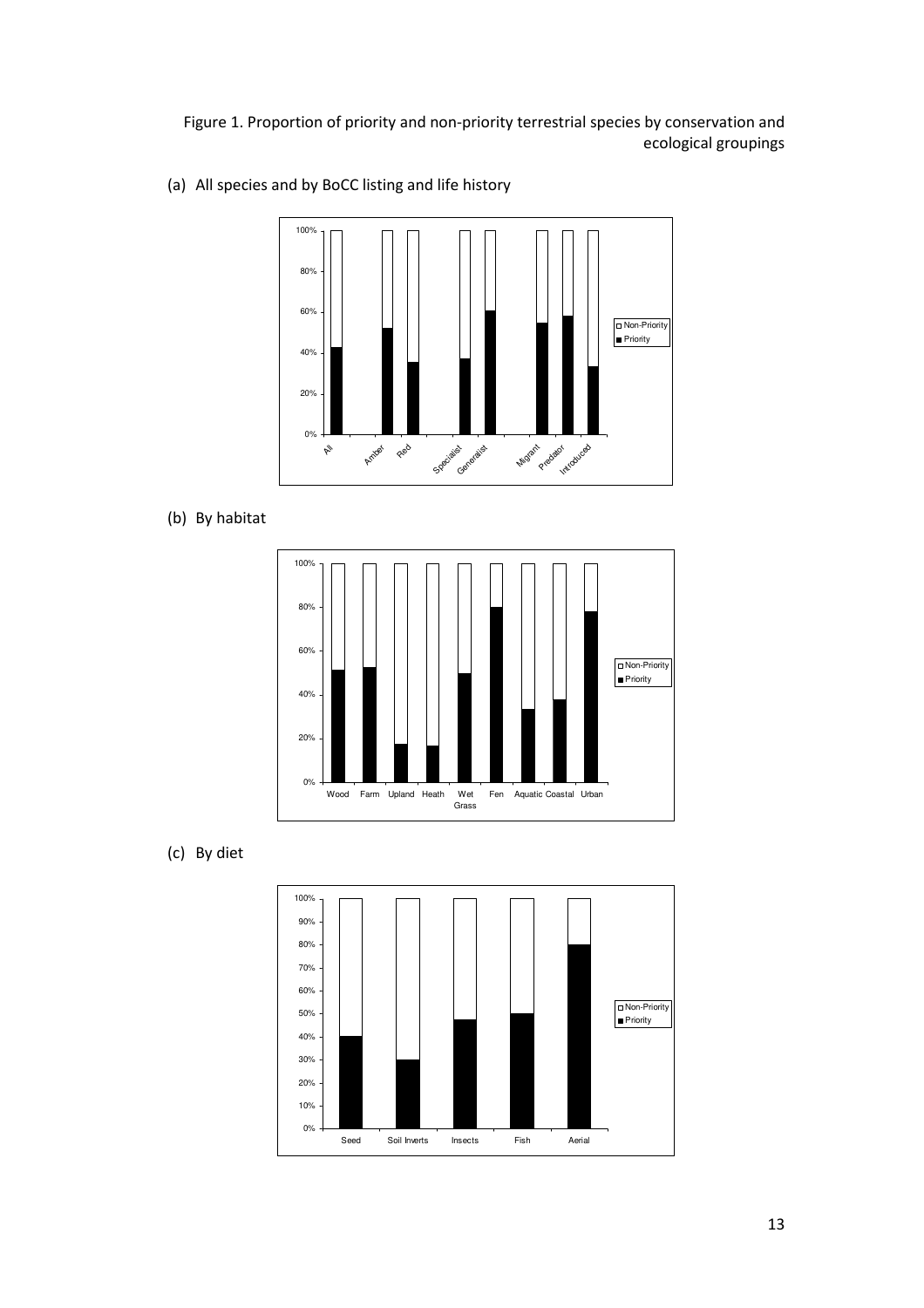Figure 1. Proportion of priority and non-priority terrestrial species by conservation and ecological groupings

(a) All species and by BoCC listing and life history

(b) By habitat

(c) By diet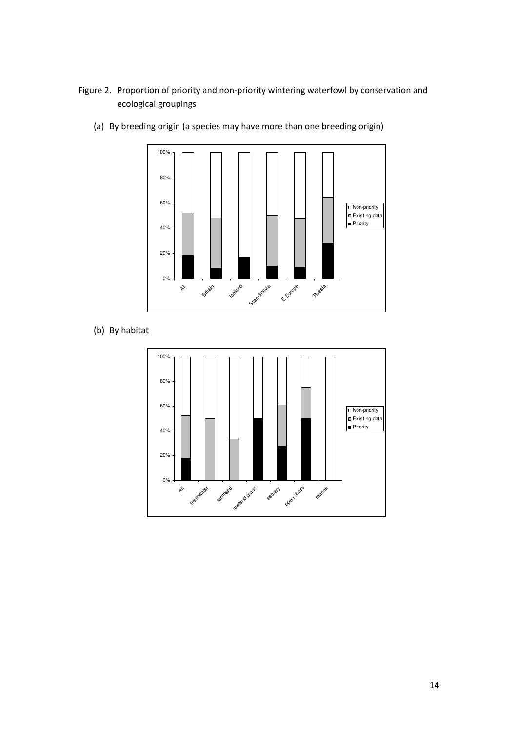Figure 2. Proportion of priority and non-priority wintering waterfowl by conservation and ecological groupings

(a) By breeding origin (a species may have more than one breeding origin)

(b) By habitat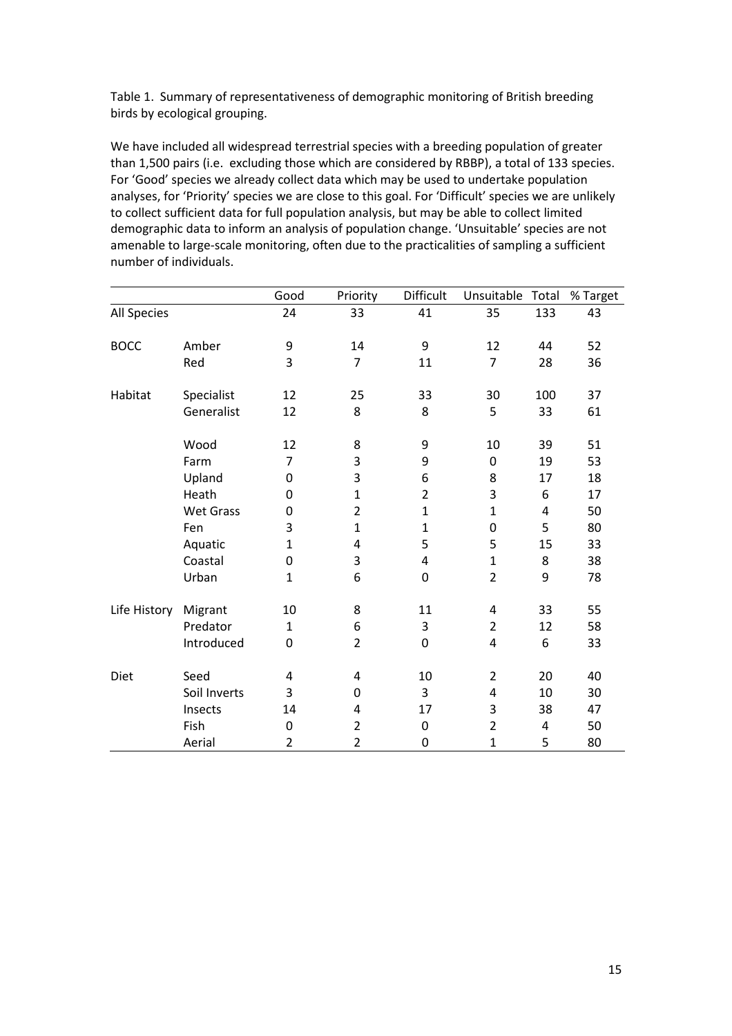Table 1. Summary of representativeness of demographic monitoring of British breeding birds by ecological grouping.

We have included all widespread terrestrial species with a breeding population of greater than 1,500 pairs (i.e. excluding those which are considered by RBBP), a total of 133 species. For 'Good' species we already collect data which may be used to undertake population analyses, for 'Priority' species we are close to this goal. For 'Difficult' species we are unlikely to collect sufficient data for full population analysis, but may be able to collect limited demographic data to inform an analysis of population change. 'Unsuitable' species are not amenable to large-scale monitoring, often due to the practicalities of sampling a sufficient number of individuals.

| | | Good | Priority | Difficult | Unsuitable | Total | % Target |
|---|---|---|---|---|---|---|---|
| All Species | | 24 | 33 | 41 | 35 | 133 | 43 |
| BOCC | Amber | 9 | 14 | 9 | 12 | 44 | 52 |
| | Red | 3 | 7 | 11 | 7 | 28 | 36 |
| Habitat | Specialist | 12 | 25 | 33 | 30 | 100 | 37 |
| | Generalist | 12 | 8 | 8 | 5 | 33 | 61 |
| | Wood | 12 | 8 | 9 | 10 | 39 | 51 |
| | Farm | 7 | 3 | 9 | 0 | 19 | 53 |
| | Upland | 0 | 3 | 6 | 8 | 17 | 18 |
| | Heath | 0 | 1 | 2 | 3 | 6 | 17 |
| | Wet Grass | 0 | 2 | 1 | 1 | 4 | 50 |
| | Fen | 3 | 1 | 1 | 0 | 5 | 80 |
| | Aquatic | 1 | 4 | 5 | 5 | 15 | 33 |
| | Coastal | 0 | 3 | 4 | 1 | 8 | 38 |
| | Urban | 1 | 6 | 0 | 2 | 9 | 78 |
| Life History | Migrant | 10 | 8 | 11 | 4 | 33 | 55 |
| | Predator | 1 | 6 | 3 | 2 | 12 | 58 |
| | Introduced | 0 | 2 | 0 | 4 | 6 | 33 |
| Diet | Seed | 4 | 4 | 10 | 2 | 20 | 40 |
| | Soil Inverts | 3 | 0 | 3 | 4 | 10 | 30 |
| | Insects | 14 | 4 | 17 | 3 | 38 | 47 |
| | Fish | 0 | 2 | 0 | 2 | 4 | 50 |
| | Aerial | 2 | 2 | 0 | 1 | 5 | 80 |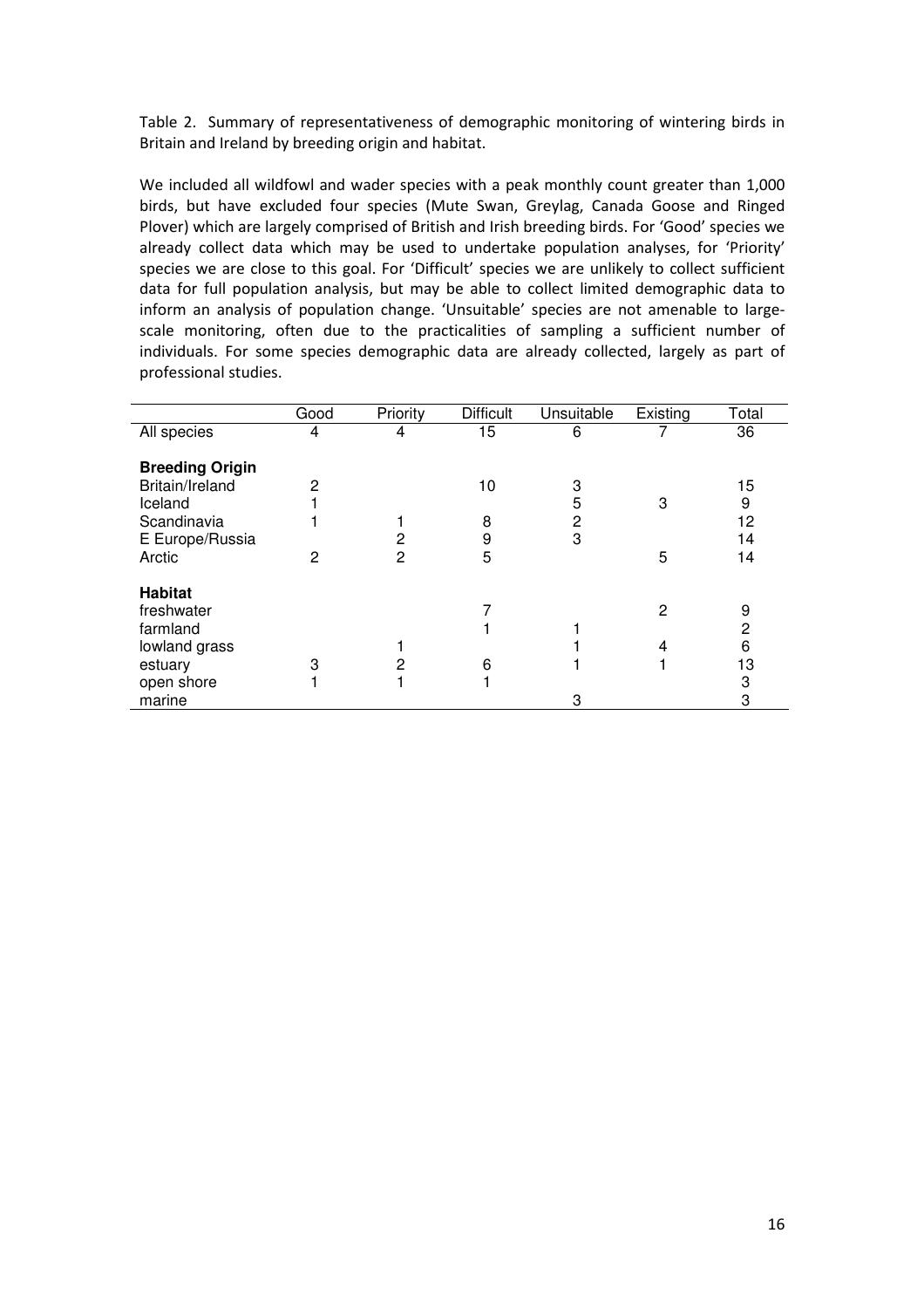Table 2. Summary of representativeness of demographic monitoring of wintering birds in Britain and Ireland by breeding origin and habitat.

We included all wildfowl and wader species with a peak monthly count greater than 1,000 birds, but have excluded four species (Mute Swan, Greylag, Canada Goose and Ringed Plover) which are largely comprised of British and Irish breeding birds. For 'Good' species we already collect data which may be used to undertake population analyses, for 'Priority' species we are close to this goal. For 'Difficult' species we are unlikely to collect sufficient data for full population analysis, but may be able to collect limited demographic data to inform an analysis of population change. 'Unsuitable' species are not amenable to large-scale monitoring, often due to the practicalities of sampling a sufficient number of individuals. For some species demographic data are already collected, largely as part of professional studies.

| | Good | Priority | Difficult | Unsuitable | Existing | Total |
|---|---|---|---|---|---|---|
| All species | 4 | 4 | 15 | 6 | 7 | 36 |
| **Breeding Origin** | | | | | | |
| Britain/Ireland | 2 | | 10 | 3 | | 15 |
| Iceland | 1 | | | 5 | 3 | 9 |
| Scandinavia | 1 | 1 | 8 | 2 | | 12 |
| E Europe/Russia | | 2 | 9 | 3 | | 14 |
| Arctic | 2 | 2 | 5 | | 5 | 14 |
| **Habitat** | | | | | | |
| freshwater | | | 7 | | 2 | 9 |
| farmland | | | 1 | 1 | | 2 |
| lowland grass | | 1 | | 1 | 4 | 6 |
| estuary | 3 | 2 | 6 | 1 | 1 | 13 |
| open shore | 1 | 1 | 1 | | | 3 |
| marine | | | | 3 | | 3 |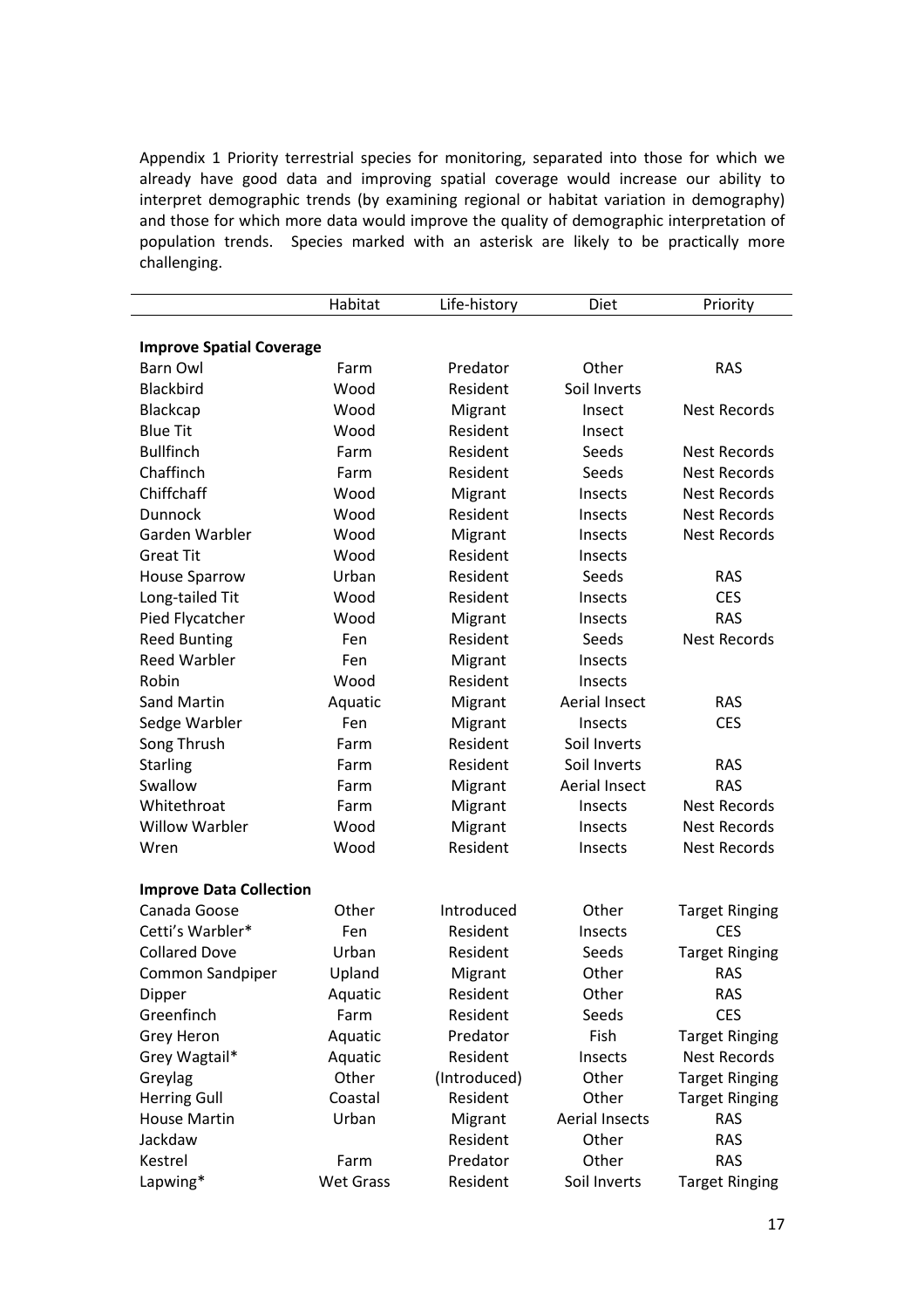Appendix 1 Priority terrestrial species for monitoring, separated into those for which we already have good data and improving spatial coverage would increase our ability to interpret demographic trends (by examining regional or habitat variation in demography) and those for which more data would improve the quality of demographic interpretation of population trends. Species marked with an asterisk are likely to be practically more challenging.

| | Habitat | Life-history | Diet | Priority |
|---|---|---|---|---|
| **Improve Spatial Coverage** | | | | |
| Barn Owl | Farm | Predator | Other | RAS |
| Blackbird | Wood | Resident | Soil Inverts | |
| Blackcap | Wood | Migrant | Insect | Nest Records |
| Blue Tit | Wood | Resident | Insect | |
| Bullfinch | Farm | Resident | Seeds | Nest Records |
| Chaffinch | Farm | Resident | Seeds | Nest Records |
| Chiffchaff | Wood | Migrant | Insects | Nest Records |
| Dunnock | Wood | Resident | Insects | Nest Records |
| Garden Warbler | Wood | Migrant | Insects | Nest Records |
| Great Tit | Wood | Resident | Insects | |
| House Sparrow | Urban | Resident | Seeds | RAS |
| Long-tailed Tit | Wood | Resident | Insects | CES |
| Pied Flycatcher | Wood | Migrant | Insects | RAS |
| Reed Bunting | Fen | Resident | Seeds | Nest Records |
| Reed Warbler | Fen | Migrant | Insects | |
| Robin | Wood | Resident | Insects | |
| Sand Martin | Aquatic | Migrant | Aerial Insect | RAS |
| Sedge Warbler | Fen | Migrant | Insects | CES |
| Song Thrush | Farm | Resident | Soil Inverts | |
| Starling | Farm | Resident | Soil Inverts | RAS |
| Swallow | Farm | Migrant | Aerial Insect | RAS |
| Whitethroat | Farm | Migrant | Insects | Nest Records |
| Willow Warbler | Wood | Migrant | Insects | Nest Records |
| Wren | Wood | Resident | Insects | Nest Records |
| **Improve Data Collection** | | | | |
| Canada Goose | Other | Introduced | Other | Target Ringing |
| Cetti's Warbler* | Fen | Resident | Insects | CES |
| Collared Dove | Urban | Resident | Seeds | Target Ringing |
| Common Sandpiper | Upland | Migrant | Other | RAS |
| Dipper | Aquatic | Resident | Other | RAS |
| Greenfinch | Farm | Resident | Seeds | CES |
| Grey Heron | Aquatic | Predator | Fish | Target Ringing |
| Grey Wagtail* | Aquatic | Resident | Insects | Nest Records |
| Greylag | Other | (Introduced) | Other | Target Ringing |
| Herring Gull | Coastal | Resident | Other | Target Ringing |
| House Martin | Urban | Migrant | Aerial Insects | RAS |
| Jackdaw | | Resident | Other | RAS |
| Kestrel | Farm | Predator | Other | RAS |
| Lapwing* | Wet Grass | Resident | Soil Inverts | Target Ringing |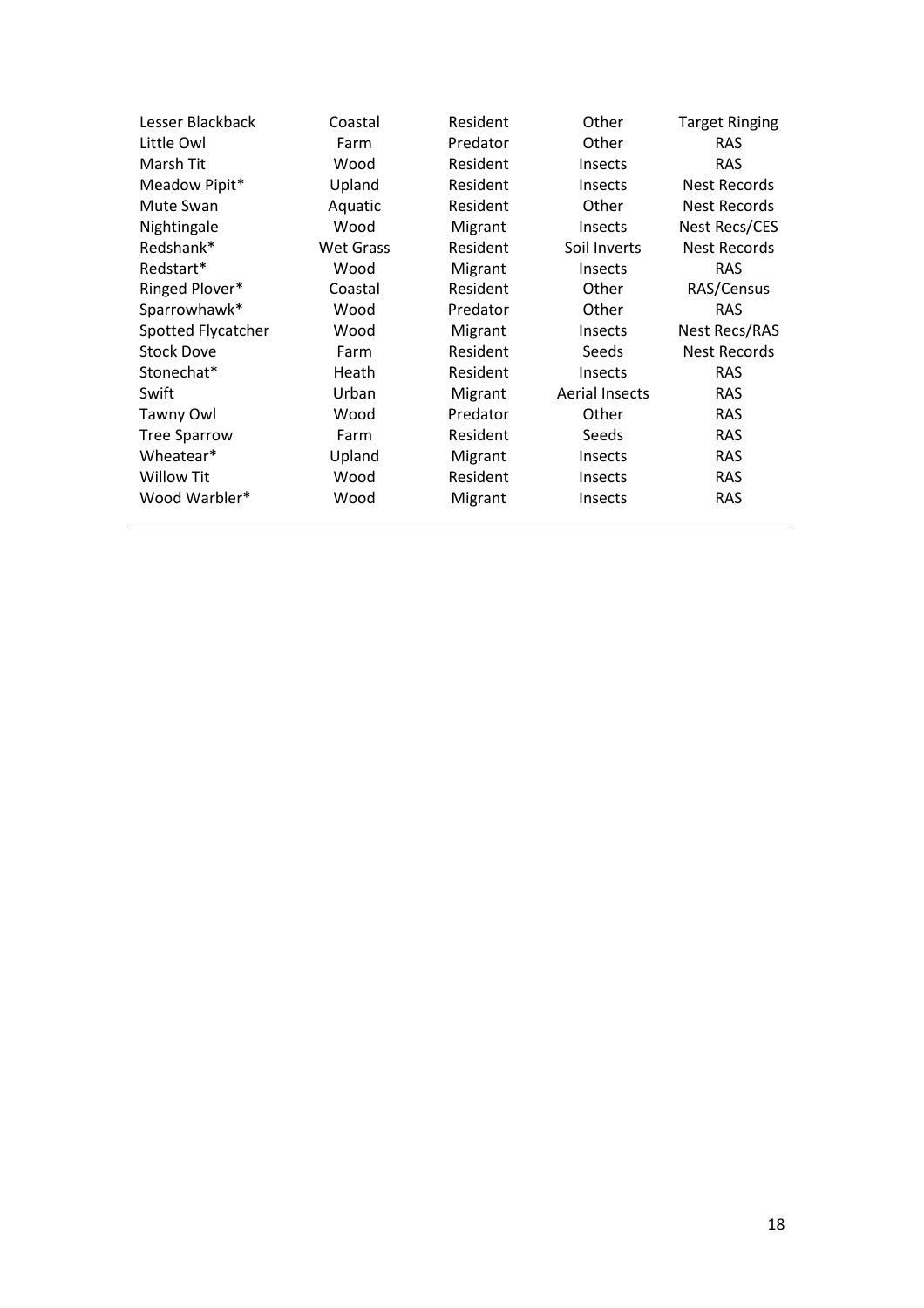| | | | | |
|---|---|---|---|---|
| Lesser Blackback | Coastal | Resident | Other | Target Ringing |
| Little Owl | Farm | Predator | Other | RAS |
| Marsh Tit | Wood | Resident | Insects | RAS |
| Meadow Pipit* | Upland | Resident | Insects | Nest Records |
| Mute Swan | Aquatic | Resident | Other | Nest Records |
| Nightingale | Wood | Migrant | Insects | Nest Recs/CES |
| Redshank* | Wet Grass | Resident | Soil Inverts | Nest Records |
| Redstart* | Wood | Migrant | Insects | RAS |
| Ringed Plover* | Coastal | Resident | Other | RAS/Census |
| Sparrowhawk* | Wood | Predator | Other | RAS |
| Spotted Flycatcher | Wood | Migrant | Insects | Nest Recs/RAS |
| Stock Dove | Farm | Resident | Seeds | Nest Records |
| Stonechat* | Heath | Resident | Insects | RAS |
| Swift | Urban | Migrant | Aerial Insects | RAS |
| Tawny Owl | Wood | Predator | Other | RAS |
| Tree Sparrow | Farm | Resident | Seeds | RAS |
| Wheatear* | Upland | Migrant | Insects | RAS |
| Willow Tit | Wood | Resident | Insects | RAS |
| Wood Warbler* | Wood | Migrant | Insects | RAS |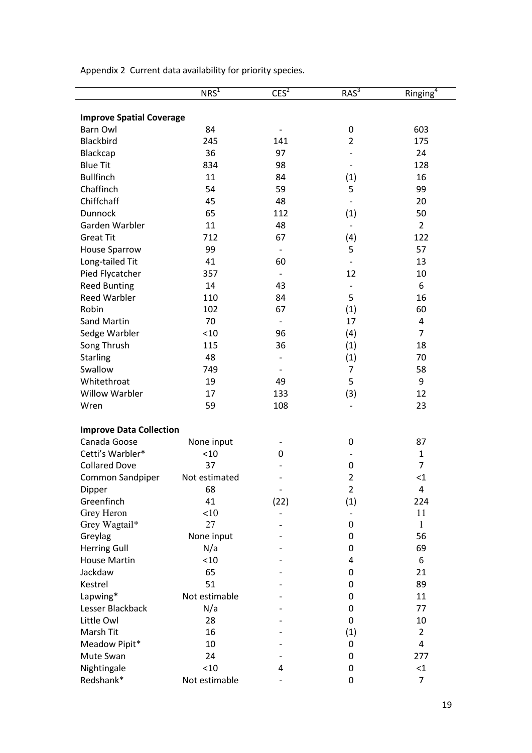Appendix 2 Current data availability for priority species.

| | NRS[1] | CES[2] | RAS[3] | Ringing[4] |
|---|---|---|---|---|
| **Improve Spatial Coverage** | | | | |
| Barn Owl | 84 | - | 0 | 603 |
| Blackbird | 245 | 141 | 2 | 175 |
| Blackcap | 36 | 97 | - | 24 |
| Blue Tit | 834 | 98 | - | 128 |
| Bullfinch | 11 | 84 | (1) | 16 |
| Chaffinch | 54 | 59 | 5 | 99 |
| Chiffchaff | 45 | 48 | - | 20 |
| Dunnock | 65 | 112 | (1) | 50 |
| Garden Warbler | 11 | 48 | - | 2 |
| Great Tit | 712 | 67 | (4) | 122 |
| House Sparrow | 99 | - | 5 | 57 |
| Long-tailed Tit | 41 | 60 | - | 13 |
| Pied Flycatcher | 357 | - | 12 | 10 |
| Reed Bunting | 14 | 43 | - | 6 |
| Reed Warbler | 110 | 84 | 5 | 16 |
| Robin | 102 | 67 | (1) | 60 |
| Sand Martin | 70 | - | 17 | 4 |
| Sedge Warbler | <10 | 96 | (4) | 7 |
| Song Thrush | 115 | 36 | (1) | 18 |
| Starling | 48 | - | (1) | 70 |
| Swallow | 749 | - | 7 | 58 |
| Whitethroat | 19 | 49 | 5 | 9 |
| Willow Warbler | 17 | 133 | (3) | 12 |
| Wren | 59 | 108 | - | 23 |
| **Improve Data Collection** | | | | |
| Canada Goose | None input | - | 0 | 87 |
| Cetti's Warbler* | <10 | 0 | - | 1 |
| Collared Dove | 37 | - | 0 | 7 |
| Common Sandpiper | Not estimated | - | 2 | <1 |
| Dipper | 68 | - | 2 | 4 |
| Greenfinch | 41 | (22) | (1) | 224 |
| Grey Heron | <10 | - | - | 11 |
| Grey Wagtail* | 27 | - | 0 | 1 |
| Greylag | None input | - | 0 | 56 |
| Herring Gull | N/a | - | 0 | 69 |
| House Martin | <10 | - | 4 | 6 |
| Jackdaw | 65 | - | 0 | 21 |
| Kestrel | 51 | - | 0 | 89 |
| Lapwing* | Not estimable | - | 0 | 11 |
| Lesser Blackback | N/a | - | 0 | 77 |
| Little Owl | 28 | - | 0 | 10 |
| Marsh Tit | 16 | - | (1) | 2 |
| Meadow Pipit* | 10 | - | 0 | 4 |
| Mute Swan | 24 | - | 0 | 277 |
| Nightingale | <10 | 4 | 0 | <1 |
| Redshank* | Not estimable | - | 0 | 7 |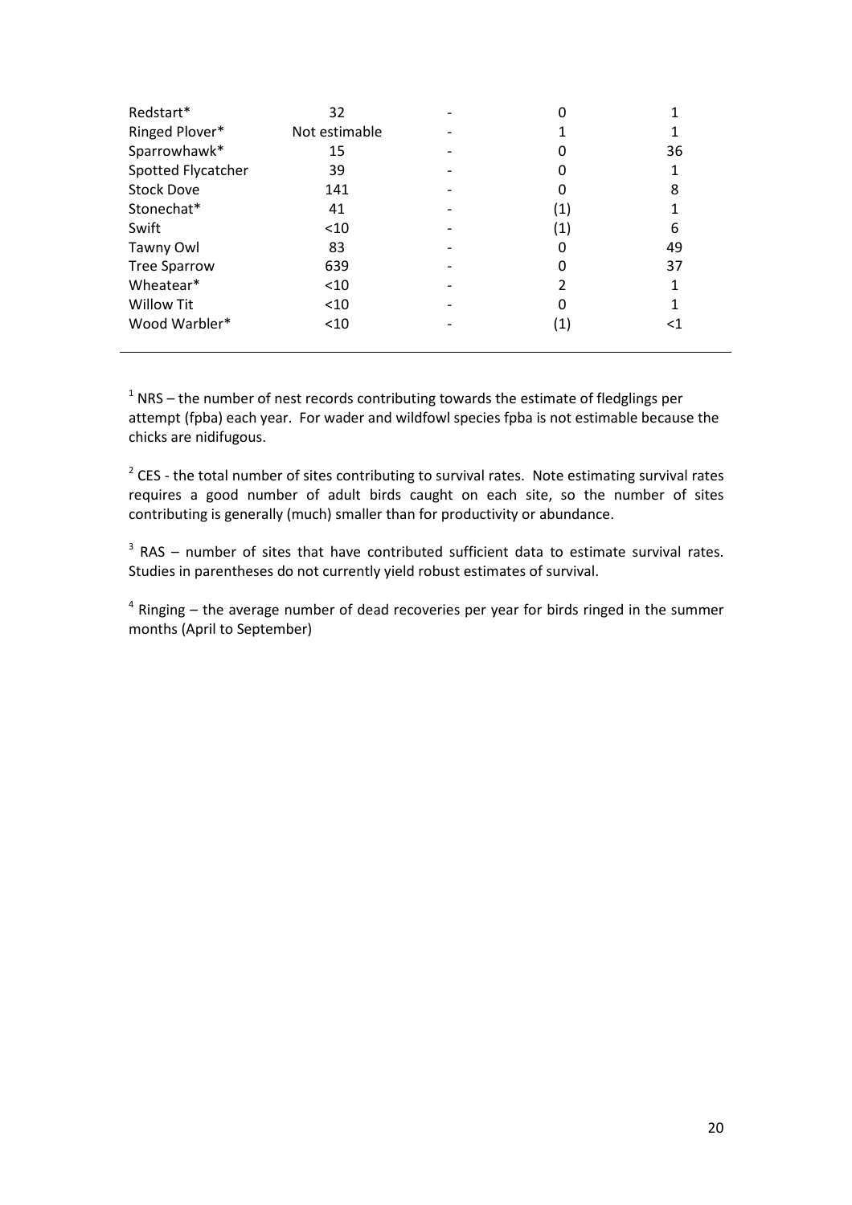| | | | | |
|---|---|---|---|---|
| Redstart* | 32 | - | 0 | 1 |
| Ringed Plover* | Not estimable | - | 1 | 1 |
| Sparrowhawk* | 15 | - | 0 | 36 |
| Spotted Flycatcher | 39 | - | 0 | 1 |
| Stock Dove | 141 | - | 0 | 8 |
| Stonechat* | 41 | - | (1) | 1 |
| Swift | <10 | - | (1) | 6 |
| Tawny Owl | 83 | - | 0 | 49 |
| Tree Sparrow | 639 | - | 0 | 37 |
| Wheatear* | <10 | - | 2 | 1 |
| Willow Tit | <10 | - | 0 | 1 |
| Wood Warbler* | <10 | - | (1) | <1 |

[1] NRS – the number of nest records contributing towards the estimate of fledglings per attempt (fpba) each year. For wader and wildfowl species fpba is not estimable because the chicks are nidifugous.

[2] CES - the total number of sites contributing to survival rates. Note estimating survival rates requires a good number of adult birds caught on each site, so the number of sites contributing is generally (much) smaller than for productivity or abundance.

[3] RAS – number of sites that have contributed sufficient data to estimate survival rates. Studies in parentheses do not currently yield robust estimates of survival.

[4] Ringing – the average number of dead recoveries per year for birds ringed in the summer months (April to September)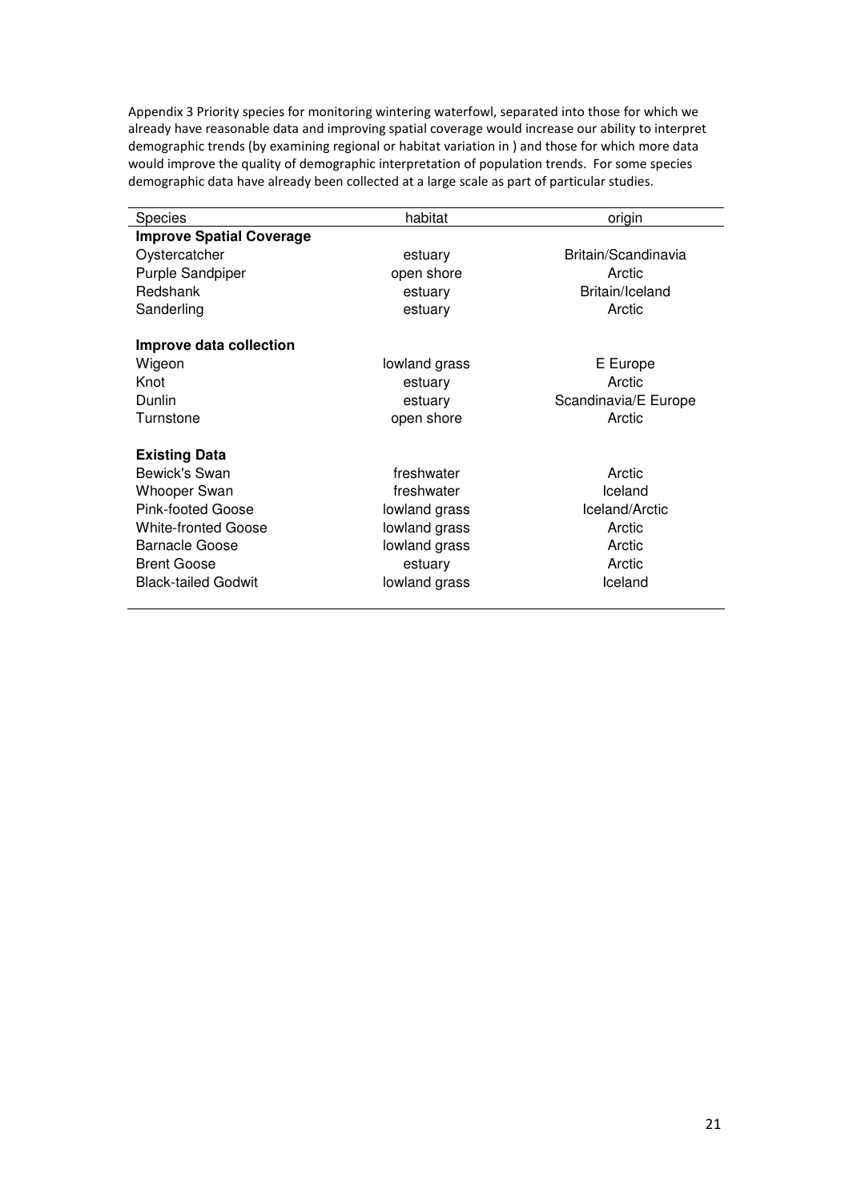Appendix 3 Priority species for monitoring wintering waterfowl, separated into those for which we already have reasonable data and improving spatial coverage would increase our ability to interpret demographic trends (by examining regional or habitat variation in ) and those for which more data would improve the quality of demographic interpretation of population trends. For some species demographic data have already been collected at a large scale as part of particular studies.

| Species | habitat | origin |
|---|---|---|
| **Improve Spatial Coverage** | | |
| Oystercatcher | estuary | Britain/Scandinavia |
| Purple Sandpiper | open shore | Arctic |
| Redshank | estuary | Britain/Iceland |
| Sanderling | estuary | Arctic |
| **Improve data collection** | | |
| Wigeon | lowland grass | E Europe |
| Knot | estuary | Arctic |
| Dunlin | estuary | Scandinavia/E Europe |
| Turnstone | open shore | Arctic |
| **Existing Data** | | |
| Bewick's Swan | freshwater | Arctic |
| Whooper Swan | freshwater | Iceland |
| Pink-footed Goose | lowland grass | Iceland/Arctic |
| White-fronted Goose | lowland grass | Arctic |
| Barnacle Goose | lowland grass | Arctic |
| Brent Goose | estuary | Arctic |
| Black-tailed Godwit | lowland grass | Iceland |